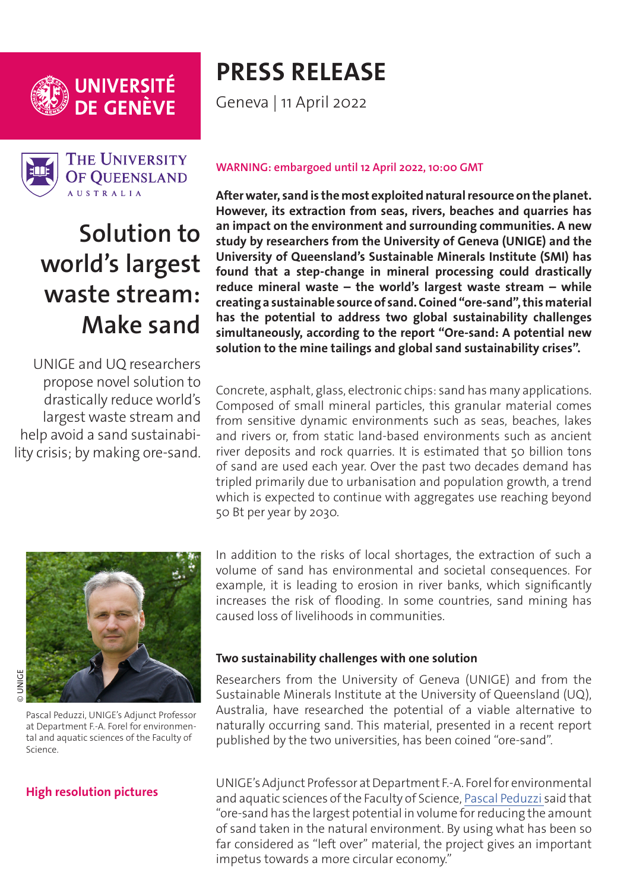UNIVERSITÉ DE GENÈVE

THE UNIVERSITY OF QUEENSLAND AUSTRALIA

# PRESS RELEASE

Geneva | 11 April 2022

# Solution to world's largest waste stream: Make sand

UNIGE and UQ researchers propose novel solution to drastically reduce world's largest waste stream and help avoid a sand sustainability crisis; by making ore-sand.

WARNING: embargoed until 12 April 2022, 10:00 GMT

**After water, sand is the most exploited natural resource on the planet. However, its extraction from seas, rivers, beaches and quarries has an impact on the environment and surrounding communities. A new study by researchers from the University of Geneva (UNIGE) and the University of Queensland's Sustainable Minerals Institute (SMI) has found that a step-change in mineral processing could drastically reduce mineral waste – the world's largest waste stream – while creating a sustainable source of sand. Coined "ore-sand", this material has the potential to address two global sustainability challenges simultaneously, according to the report "Ore-sand: A potential new solution to the mine tailings and global sand sustainability crises".**

Concrete, asphalt, glass, electronic chips: sand has many applications. Composed of small mineral particles, this granular material comes from sensitive dynamic environments such as seas, beaches, lakes and rivers or, from static land-based environments such as ancient river deposits and rock quarries. It is estimated that 50 billion tons of sand are used each year. Over the past two decades demand has tripled primarily due to urbanisation and population growth, a trend which is expected to continue with aggregates use reaching beyond 50 Bt per year by 2030.

In addition to the risks of local shortages, the extraction of such a volume of sand has environmental and societal consequences. For example, it is leading to erosion in river banks, which significantly increases the risk of flooding. In some countries, sand mining has caused loss of livelihoods in communities.

© UNIGE

Pascal Peduzzi, UNIGE's Adjunct Professor at Department F.-A. Forel for environmental and aquatic sciences of the Faculty of Science.

**High resolution pictures**

### Two sustainability challenges with one solution

Researchers from the University of Geneva (UNIGE) and from the Sustainable Minerals Institute at the University of Queensland (UQ), Australia, have researched the potential of a viable alternative to naturally occurring sand. This material, presented in a recent report published by the two universities, has been coined "ore-sand".

UNIGE's Adjunct Professor at Department F.-A. Forel for environmental and aquatic sciences of the Faculty of Science, Pascal Peduzzi said that "ore-sand has the largest potential in volume for reducing the amount of sand taken in the natural environment. By using what has been so far considered as "left over" material, the project gives an important impetus towards a more circular economy."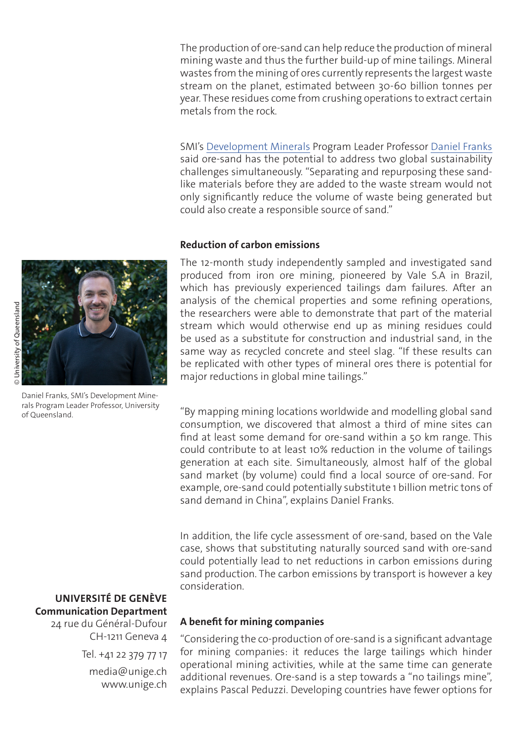The production of ore-sand can help reduce the production of mineral mining waste and thus the further build-up of mine tailings. Mineral wastes from the mining of ores currently represents the largest waste stream on the planet, estimated between 30-60 billion tonnes per year. These residues come from crushing operations to extract certain metals from the rock.

SMI's Development Minerals Program Leader Professor Daniel Franks said ore-sand has the potential to address two global sustainability challenges simultaneously. "Separating and repurposing these sand-like materials before they are added to the waste stream would not only significantly reduce the volume of waste being generated but could also create a responsible source of sand."

**Reduction of carbon emissions**

The 12-month study independently sampled and investigated sand produced from iron ore mining, pioneered by Vale S.A in Brazil, which has previously experienced tailings dam failures. After an analysis of the chemical properties and some refining operations, the researchers were able to demonstrate that part of the material stream which would otherwise end up as mining residues could be used as a substitute for construction and industrial sand, in the same way as recycled concrete and steel slag. "If these results can be replicated with other types of mineral ores there is potential for major reductions in global mine tailings."

© University of Queensland

Daniel Franks, SMI's Development Minerals Program Leader Professor, University of Queensland.

"By mapping mining locations worldwide and modelling global sand consumption, we discovered that almost a third of mine sites can find at least some demand for ore-sand within a 50 km range. This could contribute to at least 10% reduction in the volume of tailings generation at each site. Simultaneously, almost half of the global sand market (by volume) could find a local source of ore-sand. For example, ore-sand could potentially substitute 1 billion metric tons of sand demand in China", explains Daniel Franks.

In addition, the life cycle assessment of ore-sand, based on the Vale case, shows that substituting naturally sourced sand with ore-sand could potentially lead to net reductions in carbon emissions during sand production. The carbon emissions by transport is however a key consideration.

**A benefit for mining companies**

"Considering the co-production of ore-sand is a significant advantage for mining companies: it reduces the large tailings which hinder operational mining activities, while at the same time can generate additional revenues. Ore-sand is a step towards a "no tailings mine", explains Pascal Peduzzi. Developing countries have fewer options for

**UNIVERSITÉ DE GENÈVE**
**Communication Department**
24 rue du Général-Dufour
CH-1211 Geneva 4

Tel. +41 22 379 77 17

media@unige.ch
www.unige.ch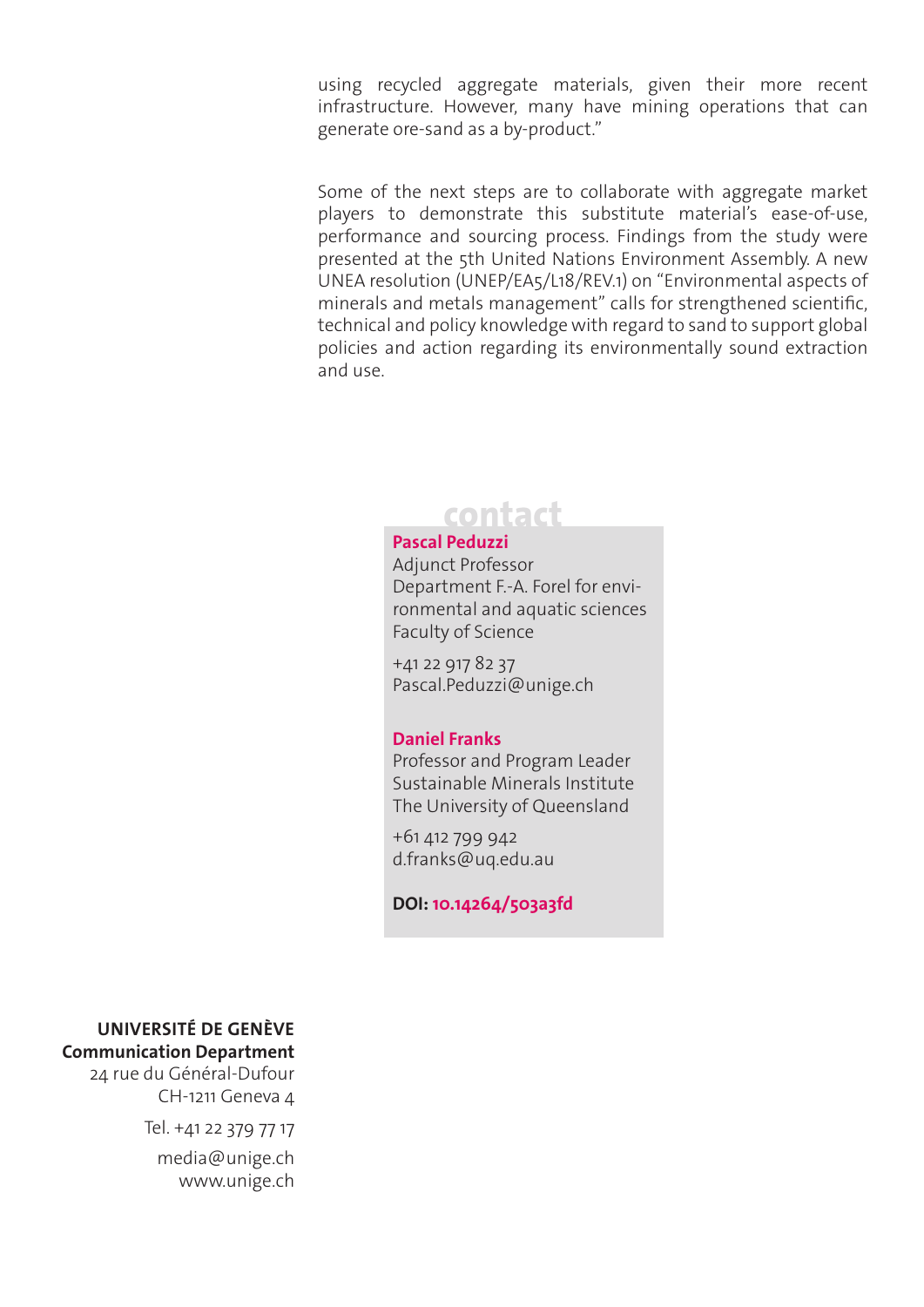using recycled aggregate materials, given their more recent infrastructure. However, many have mining operations that can generate ore-sand as a by-product."

Some of the next steps are to collaborate with aggregate market players to demonstrate this substitute material's ease-of-use, performance and sourcing process. Findings from the study were presented at the 5th United Nations Environment Assembly. A new UNEA resolution (UNEP/EA5/L18/REV.1) on "Environmental aspects of minerals and metals management" calls for strengthened scientific, technical and policy knowledge with regard to sand to support global policies and action regarding its environmentally sound extraction and use.

## contact

**Pascal Peduzzi**
Adjunct Professor
Department F.-A. Forel for environmental and aquatic sciences
Faculty of Science

+41 22 917 82 37
Pascal.Peduzzi@unige.ch

**Daniel Franks**
Professor and Program Leader
Sustainable Minerals Institute
The University of Queensland

+61 412 799 942
d.franks@uq.edu.au

**DOI: 10.14264/503a3fd**

**UNIVERSITÉ DE GENÈVE**
**Communication Department**
24 rue du Général-Dufour
CH-1211 Geneva 4

Tel. +41 22 379 77 17

media@unige.ch
www.unige.ch